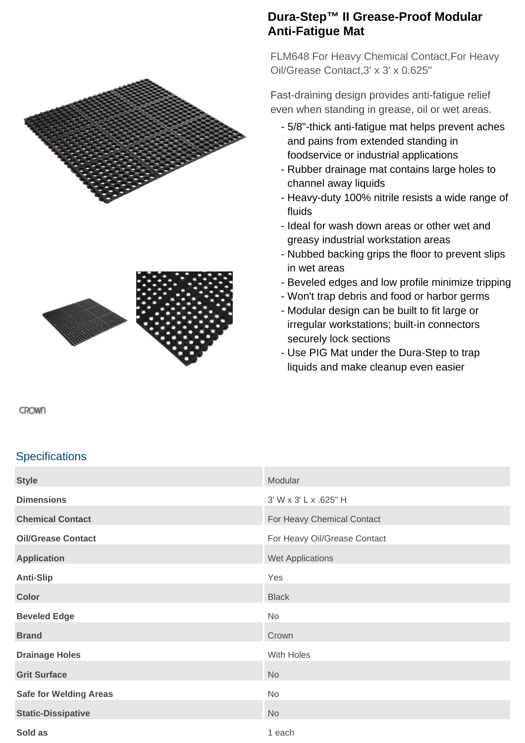# Dura-Step™ II Grease-Proof Modular Anti-Fatigue Mat

FLM648 For Heavy Chemical Contact,For Heavy Oil/Grease Contact,3' x 3' x 0.625"

Fast-draining design provides anti-fatigue relief even when standing in grease, oil or wet areas.

- 5/8"-thick anti-fatigue mat helps prevent aches and pains from extended standing in foodservice or industrial applications
- Rubber drainage mat contains large holes to channel away liquids
- Heavy-duty 100% nitrile resists a wide range of fluids
- Ideal for wash down areas or other wet and greasy industrial workstation areas
- Nubbed backing grips the floor to prevent slips in wet areas
- Beveled edges and low profile minimize tripping
- Won't trap debris and food or harbor germs
- Modular design can be built to fit large or irregular workstations; built-in connectors securely lock sections
- Use PIG Mat under the Dura-Step to trap liquids and make cleanup even easier

CROWN

## Specifications

| | |
|---|---|
| **Style** | Modular |
| **Dimensions** | 3' W x 3' L x .625" H |
| **Chemical Contact** | For Heavy Chemical Contact |
| **Oil/Grease Contact** | For Heavy Oil/Grease Contact |
| **Application** | Wet Applications |
| **Anti-Slip** | Yes |
| **Color** | Black |
| **Beveled Edge** | No |
| **Brand** | Crown |
| **Drainage Holes** | With Holes |
| **Grit Surface** | No |
| **Safe for Welding Areas** | No |
| **Static-Dissipative** | No |
| **Sold as** | 1 each |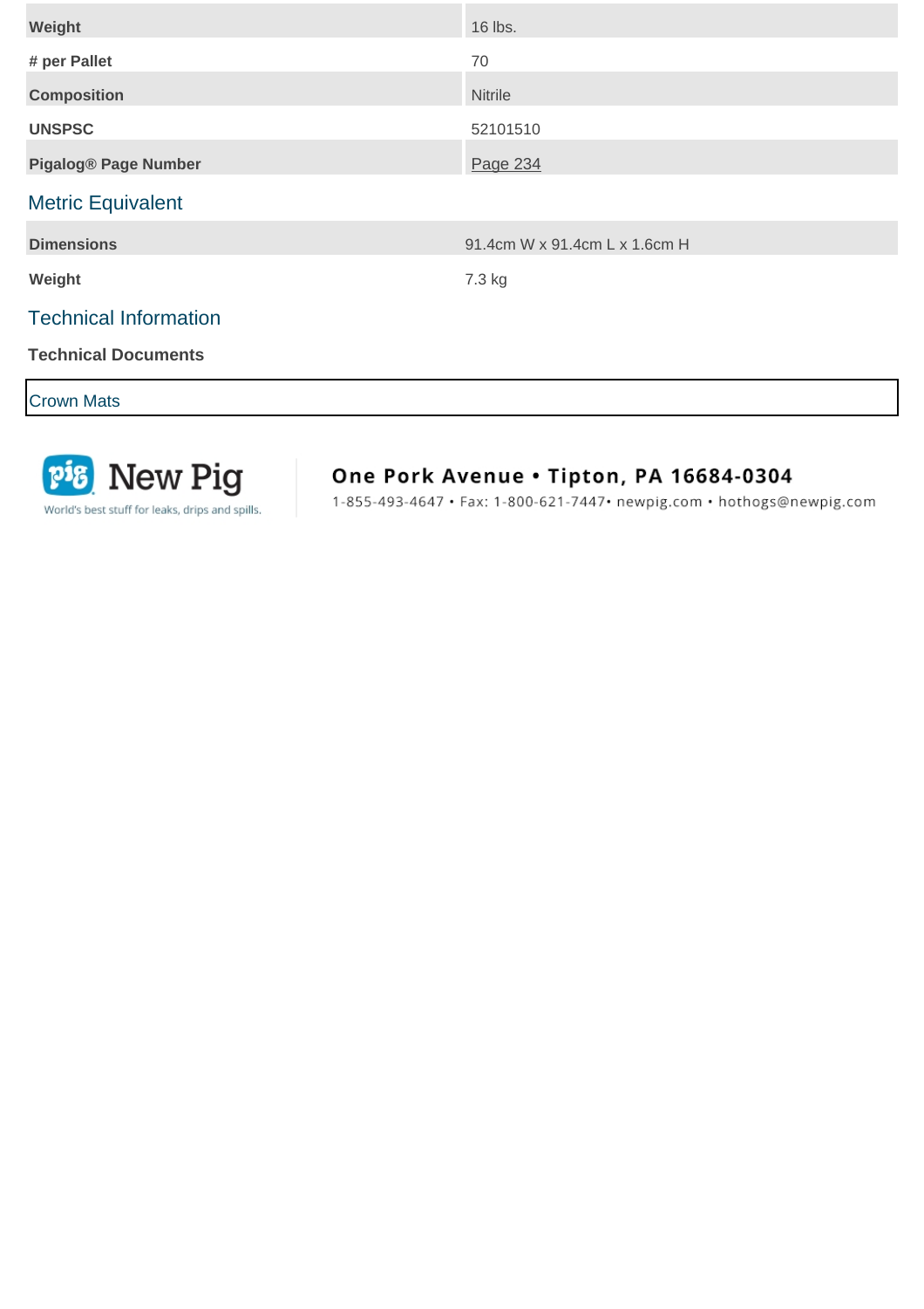| | |
|---|---|
| **Weight** | 16 lbs. |
| **# per Pallet** | 70 |
| **Composition** | Nitrile |
| **UNSPSC** | 52101510 |
| **Pigalog® Page Number** | Page 234 |

## Metric Equivalent

| | |
|---|---|
| **Dimensions** | 91.4cm W x 91.4cm L x 1.6cm H |
| **Weight** | 7.3 kg |

## Technical Information

**Technical Documents**

Crown Mats

New Pig
World's best stuff for leaks, drips and spills.

**One Pork Avenue • Tipton, PA 16684-0304**
1-855-493-4647 • Fax: 1-800-621-7447• newpig.com • hothogs@newpig.com